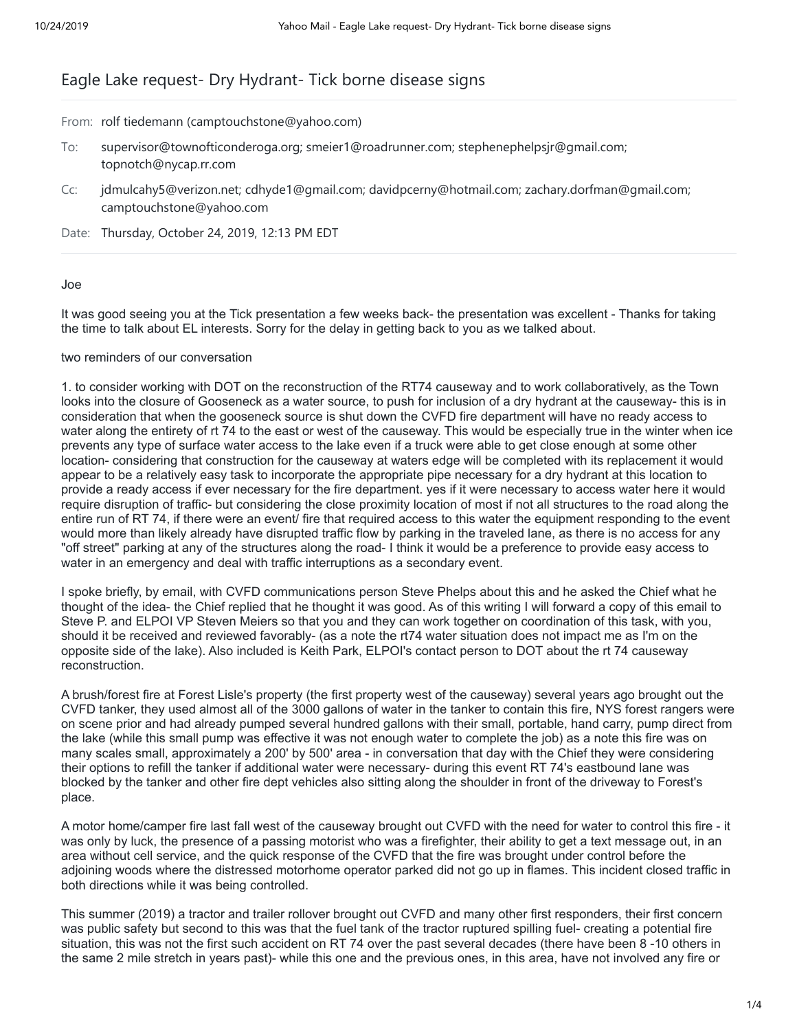# Eagle Lake request- Dry Hydrant- Tick borne disease signs

From: rolf tiedemann (camptouchstone@yahoo.com)

To: supervisor@townofticonderoga.org; smeier1@roadrunner.com; stephenephelpsjr@gmail.com; topnotch@nycap.rr.com

Cc: jdmulcahy5@verizon.net; cdhyde1@gmail.com; davidpcerny@hotmail.com; zachary.dorfman@gmail.com; camptouchstone@yahoo.com

Date: Thursday, October 24, 2019, 12:13 PM EDT

Joe

It was good seeing you at the Tick presentation a few weeks back- the presentation was excellent - Thanks for taking the time to talk about EL interests. Sorry for the delay in getting back to you as we talked about.

two reminders of our conversation

1. to consider working with DOT on the reconstruction of the RT74 causeway and to work collaboratively, as the Town looks into the closure of Gooseneck as a water source, to push for inclusion of a dry hydrant at the causeway- this is in consideration that when the gooseneck source is shut down the CVFD fire department will have no ready access to water along the entirety of rt 74 to the east or west of the causeway. This would be especially true in the winter when ice prevents any type of surface water access to the lake even if a truck were able to get close enough at some other location- considering that construction for the causeway at waters edge will be completed with its replacement it would appear to be a relatively easy task to incorporate the appropriate pipe necessary for a dry hydrant at this location to provide a ready access if ever necessary for the fire department. yes if it were necessary to access water here it would require disruption of traffic- but considering the close proximity location of most if not all structures to the road along the entire run of RT 74, if there were an event/ fire that required access to this water the equipment responding to the event would more than likely already have disrupted traffic flow by parking in the traveled lane, as there is no access for any "off street" parking at any of the structures along the road- I think it would be a preference to provide easy access to water in an emergency and deal with traffic interruptions as a secondary event.

I spoke briefly, by email, with CVFD communications person Steve Phelps about this and he asked the Chief what he thought of the idea- the Chief replied that he thought it was good. As of this writing I will forward a copy of this email to Steve P. and ELPOI VP Steven Meiers so that you and they can work together on coordination of this task, with you, should it be received and reviewed favorably- (as a note the rt74 water situation does not impact me as I'm on the opposite side of the lake). Also included is Keith Park, ELPOI's contact person to DOT about the rt 74 causeway reconstruction.

A brush/forest fire at Forest Lisle's property (the first property west of the causeway) several years ago brought out the CVFD tanker, they used almost all of the 3000 gallons of water in the tanker to contain this fire, NYS forest rangers were on scene prior and had already pumped several hundred gallons with their small, portable, hand carry, pump direct from the lake (while this small pump was effective it was not enough water to complete the job) as a note this fire was on many scales small, approximately a 200' by 500' area - in conversation that day with the Chief they were considering their options to refill the tanker if additional water were necessary- during this event RT 74's eastbound lane was blocked by the tanker and other fire dept vehicles also sitting along the shoulder in front of the driveway to Forest's place.

A motor home/camper fire last fall west of the causeway brought out CVFD with the need for water to control this fire - it was only by luck, the presence of a passing motorist who was a firefighter, their ability to get a text message out, in an area without cell service, and the quick response of the CVFD that the fire was brought under control before the adjoining woods where the distressed motorhome operator parked did not go up in flames. This incident closed traffic in both directions while it was being controlled.

This summer (2019) a tractor and trailer rollover brought out CVFD and many other first responders, their first concern was public safety but second to this was that the fuel tank of the tractor ruptured spilling fuel- creating a potential fire situation, this was not the first such accident on RT 74 over the past several decades (there have been 8 -10 others in the same 2 mile stretch in years past)- while this one and the previous ones, in this area, have not involved any fire or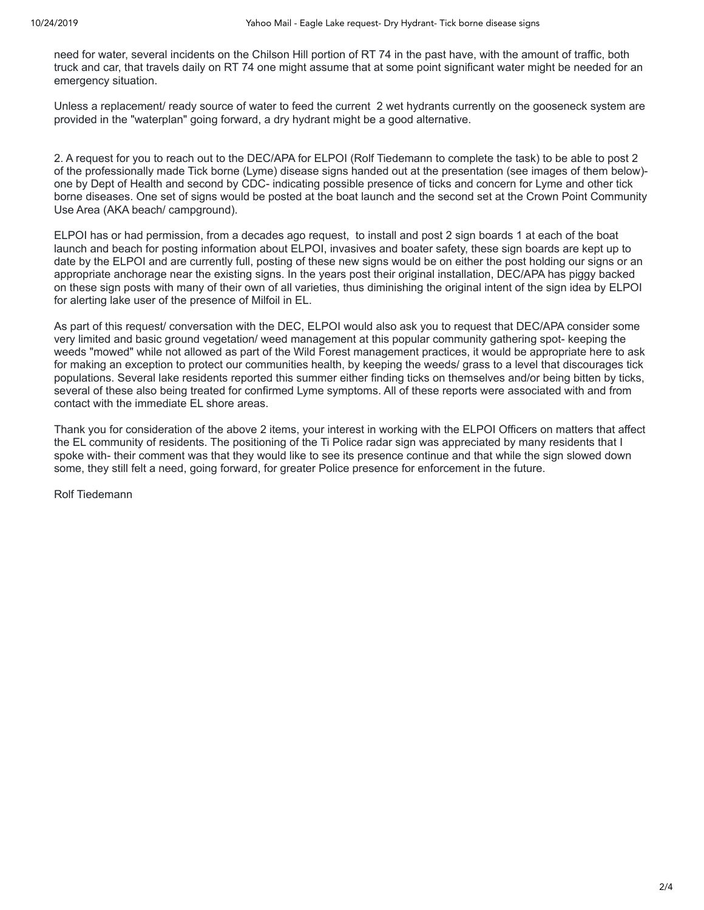need for water, several incidents on the Chilson Hill portion of RT 74 in the past have, with the amount of traffic, both truck and car, that travels daily on RT 74 one might assume that at some point significant water might be needed for an emergency situation.

Unless a replacement/ ready source of water to feed the current 2 wet hydrants currently on the gooseneck system are provided in the "waterplan" going forward, a dry hydrant might be a good alternative.

2. A request for you to reach out to the DEC/APA for ELPOI (Rolf Tiedemann to complete the task) to be able to post 2 of the professionally made Tick borne (Lyme) disease signs handed out at the presentation (see images of them below)- one by Dept of Health and second by CDC- indicating possible presence of ticks and concern for Lyme and other tick borne diseases. One set of signs would be posted at the boat launch and the second set at the Crown Point Community Use Area (AKA beach/ campground).

ELPOI has or had permission, from a decades ago request, to install and post 2 sign boards 1 at each of the boat launch and beach for posting information about ELPOI, invasives and boater safety, these sign boards are kept up to date by the ELPOI and are currently full, posting of these new signs would be on either the post holding our signs or an appropriate anchorage near the existing signs. In the years post their original installation, DEC/APA has piggy backed on these sign posts with many of their own of all varieties, thus diminishing the original intent of the sign idea by ELPOI for alerting lake user of the presence of Milfoil in EL.

As part of this request/ conversation with the DEC, ELPOI would also ask you to request that DEC/APA consider some very limited and basic ground vegetation/ weed management at this popular community gathering spot- keeping the weeds "mowed" while not allowed as part of the Wild Forest management practices, it would be appropriate here to ask for making an exception to protect our communities health, by keeping the weeds/ grass to a level that discourages tick populations. Several lake residents reported this summer either finding ticks on themselves and/or being bitten by ticks, several of these also being treated for confirmed Lyme symptoms. All of these reports were associated with and from contact with the immediate EL shore areas.

Thank you for consideration of the above 2 items, your interest in working with the ELPOI Officers on matters that affect the EL community of residents. The positioning of the Ti Police radar sign was appreciated by many residents that I spoke with- their comment was that they would like to see its presence continue and that while the sign slowed down some, they still felt a need, going forward, for greater Police presence for enforcement in the future.

Rolf Tiedemann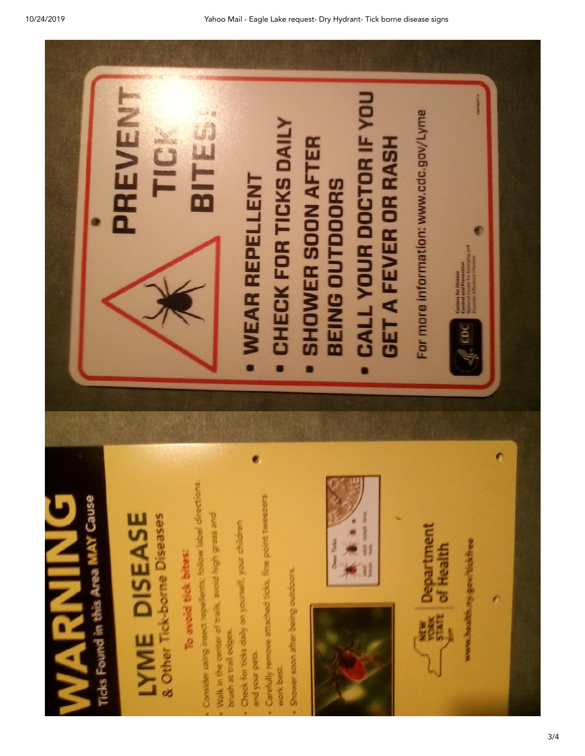# WARNING

Ticks Found in this Area MAY Cause

## LYME DISEASE

& Other Tick-borne Diseases

**To avoid tick bites:**

- Consider using insect repellents; follow label directions.
- Walk in the center of trails, avoid high grass and brush at trail edges.
- Check for ticks daily on yourself, your children and your pets.
- Carefully remove attached ticks, fine point tweezers work best.
- Shower soon after being outdoors.

Deer Ticks: adult female, adult male, nymph, larva

NEW YORK STATE | Department of Health

www.health.ny.gov/ticksfree

# PREVENT TICK BITES!

- WEAR REPELLENT
- CHECK FOR TICKS DAILY
- SHOWER SOON AFTER BEING OUTDOORS
- CALL YOUR DOCTOR IF YOU GET A FEVER OR RASH

For more information: www.cdc.gov/Lyme

CDC — Centers for Disease Control and Prevention, National Center for Emerging and Zoonotic Infectious Diseases